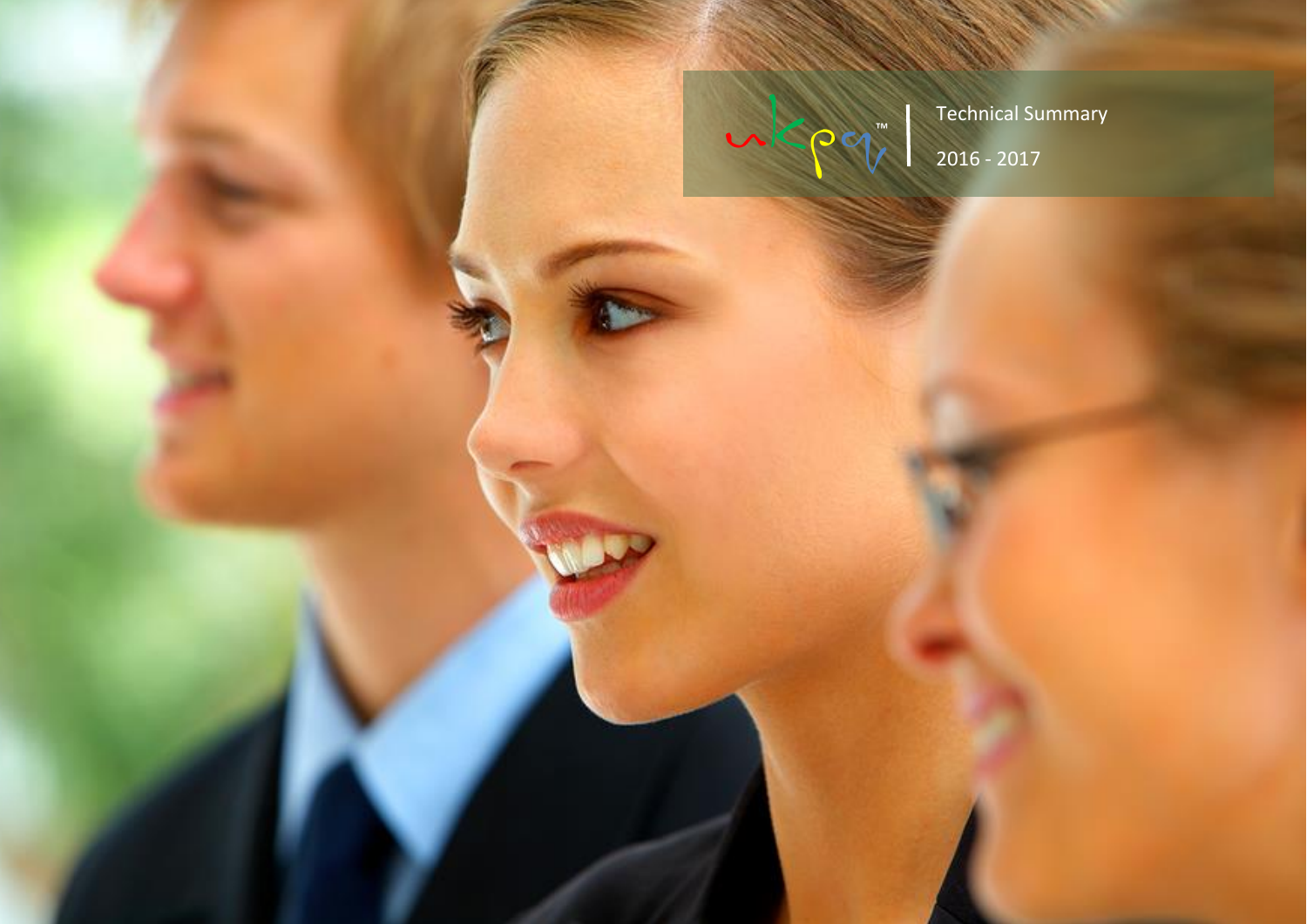ukpq™ | Technical Summary

2016 - 2017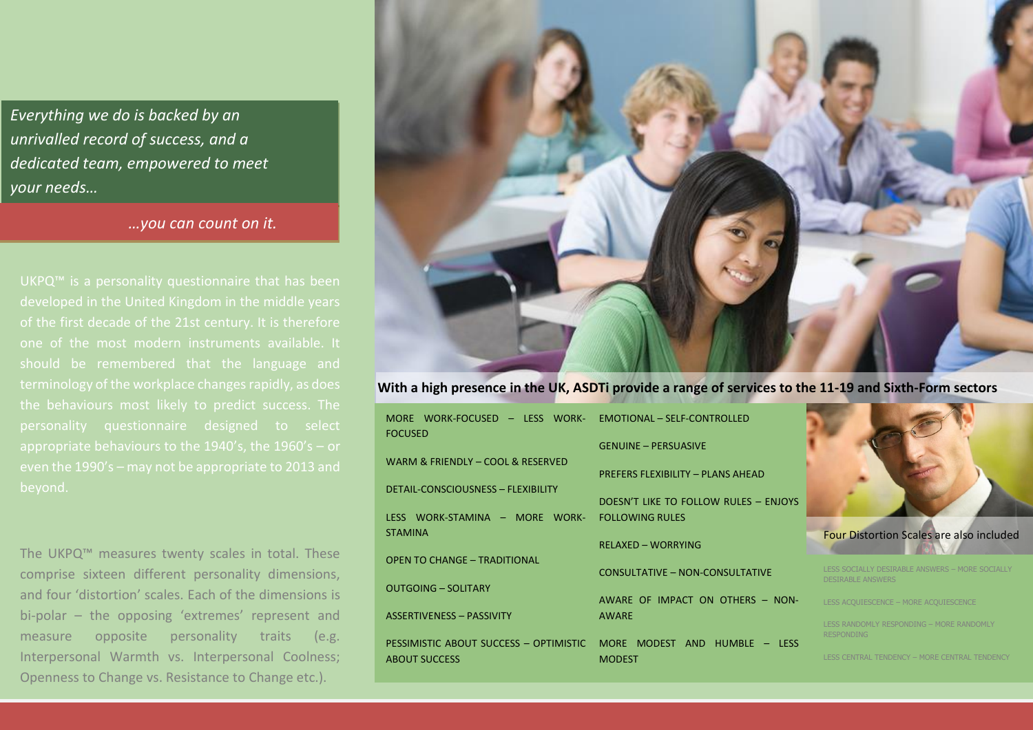*Everything we do is backed by an unrivalled record of success, and a dedicated team, empowered to meet your needs…*

*…you can count on it.*

UKPQ™ is a personality questionnaire that has been developed in the United Kingdom in the middle years of the first decade of the 21st century. It is therefore one of the most modern instruments available. It should be remembered that the language and terminology of the workplace changes rapidly, as does the behaviours most likely to predict success. The personality questionnaire designed to select appropriate behaviours to the 1940's, the 1960's – or even the 1990's – may not be appropriate to 2013 and beyond.

The UKPQ™ measures twenty scales in total. These comprise sixteen different personality dimensions, and four 'distortion' scales. Each of the dimensions is bi-polar – the opposing 'extremes' represent and measure opposite personality traits (e.g. Interpersonal Warmth vs. Interpersonal Coolness; Openness to Change vs. Resistance to Change etc.).

**With a high presence in the UK, ASDTi provide a range of services to the 11-19 and Sixth-Form sectors**

- MORE WORK-FOCUSED – LESS WORK-FOCUSED
- WARM & FRIENDLY – COOL & RESERVED
- DETAIL-CONSCIOUSNESS – FLEXIBILITY
- LESS WORK-STAMINA – MORE WORK-STAMINA
- OPEN TO CHANGE – TRADITIONAL
- OUTGOING – SOLITARY
- ASSERTIVENESS – PASSIVITY
- PESSIMISTIC ABOUT SUCCESS – OPTIMISTIC ABOUT SUCCESS
- EMOTIONAL – SELF-CONTROLLED
- GENUINE – PERSUASIVE
- PREFERS FLEXIBILITY – PLANS AHEAD
- DOESN'T LIKE TO FOLLOW RULES – ENJOYS FOLLOWING RULES
- RELAXED – WORRYING
- CONSULTATIVE – NON-CONSULTATIVE
- AWARE OF IMPACT ON OTHERS – NON-AWARE
- MORE MODEST AND HUMBLE – LESS MODEST

Four Distortion Scales are also included

- LESS SOCIALLY DESIRABLE ANSWERS – MORE SOCIALLY DESIRABLE ANSWERS
- LESS ACQUIESCENCE – MORE ACQUIESCENCE
- LESS RANDOMLY RESPONDING – MORE RANDOMLY RESPONDING
- LESS CENTRAL TENDENCY – MORE CENTRAL TENDENCY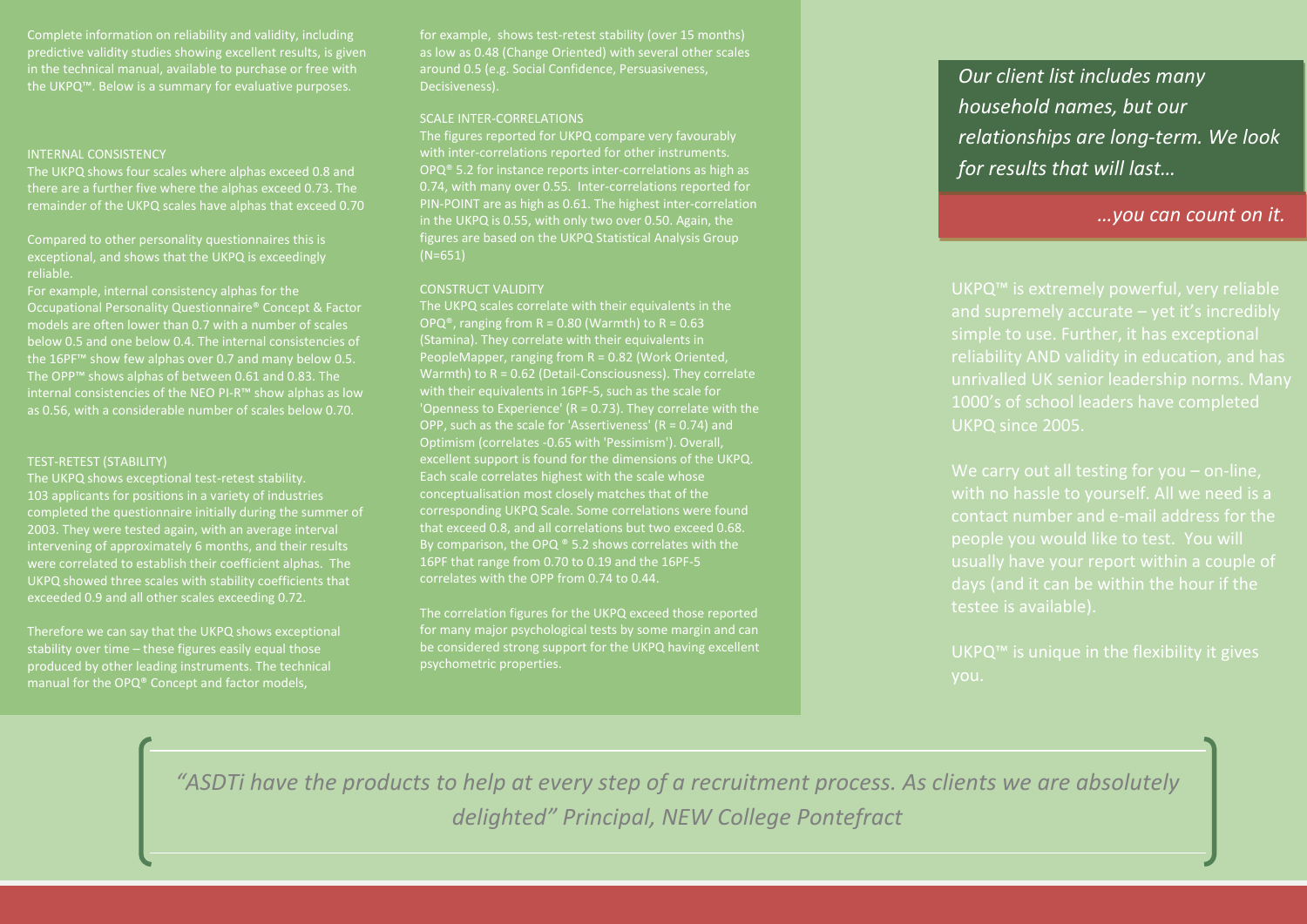Complete information on reliability and validity, including predictive validity studies showing excellent results, is given in the technical manual, available to purchase or free with the UKPQ™. Below is a summary for evaluative purposes.

## INTERNAL CONSISTENCY

The UKPQ shows four scales where alphas exceed 0.8 and there are a further five where the alphas exceed 0.73. The remainder of the UKPQ scales have alphas that exceed 0.70

Compared to other personality questionnaires this is exceptional, and shows that the UKPQ is exceedingly reliable.

For example, internal consistency alphas for the Occupational Personality Questionnaire® Concept & Factor models are often lower than 0.7 with a number of scales below 0.5 and one below 0.4. The internal consistencies of the 16PF™ show few alphas over 0.7 and many below 0.5. The OPP™ shows alphas of between 0.61 and 0.83. The internal consistencies of the NEO PI-R™ show alphas as low as 0.56, with a considerable number of scales below 0.70.

## TEST-RETEST (STABILITY)

The UKPQ shows exceptional test-retest stability. 103 applicants for positions in a variety of industries completed the questionnaire initially during the summer of 2003. They were tested again, with an average interval intervening of approximately 6 months, and their results were correlated to establish their coefficient alphas. The UKPQ showed three scales with stability coefficients that exceeded 0.9 and all other scales exceeding 0.72.

Therefore we can say that the UKPQ shows exceptional stability over time – these figures easily equal those produced by other leading instruments. The technical manual for the OPQ® Concept and factor models, for example, shows test-retest stability (over 15 months) as low as 0.48 (Change Oriented) with several other scales around 0.5 (e.g. Social Confidence, Persuasiveness, Decisiveness).

## SCALE INTER-CORRELATIONS

The figures reported for UKPQ compare very favourably with inter-correlations reported for other instruments. OPQ® 5.2 for instance reports inter-correlations as high as 0.74, with many over 0.55. Inter-correlations reported for PIN-POINT are as high as 0.61. The highest inter-correlation in the UKPQ is 0.55, with only two over 0.50. Again, the figures are based on the UKPQ Statistical Analysis Group (N=651)

## CONSTRUCT VALIDITY

The UKPQ scales correlate with their equivalents in the OPQ®, ranging from R = 0.80 (Warmth) to R = 0.63 (Stamina). They correlate with their equivalents in PeopleMapper, ranging from R = 0.82 (Work Oriented, Warmth) to R = 0.62 (Detail-Consciousness). They correlate with their equivalents in 16PF-5, such as the scale for 'Openness to Experience' (R = 0.73). They correlate with the OPP, such as the scale for 'Assertiveness' (R = 0.74) and Optimism (correlates -0.65 with 'Pessimism'). Overall, excellent support is found for the dimensions of the UKPQ. Each scale correlates highest with the scale whose conceptualisation most closely matches that of the corresponding UKPQ Scale. Some correlations were found that exceed 0.8, and all correlations but two exceed 0.68. By comparison, the OPQ ® 5.2 shows correlates with the 16PF that range from 0.70 to 0.19 and the 16PF-5 correlates with the OPP from 0.74 to 0.44.

The correlation figures for the UKPQ exceed those reported for many major psychological tests by some margin and can be considered strong support for the UKPQ having excellent psychometric properties.

*Our client list includes many household names, but our relationships are long-term. We look for results that will last…*

*…you can count on it.*

UKPQ™ is extremely powerful, very reliable and supremely accurate – yet it's incredibly simple to use. Further, it has exceptional reliability AND validity in education, and has unrivalled UK senior leadership norms. Many 1000's of school leaders have completed UKPQ since 2005.

We carry out all testing for you – on-line, with no hassle to yourself. All we need is a contact number and e-mail address for the people you would like to test. You will usually have your report within a couple of days (and it can be within the hour if the testee is available).

UKPQ™ is unique in the flexibility it gives you.

*"ASDTi have the products to help at every step of a recruitment process. As clients we are absolutely delighted" Principal, NEW College Pontefract*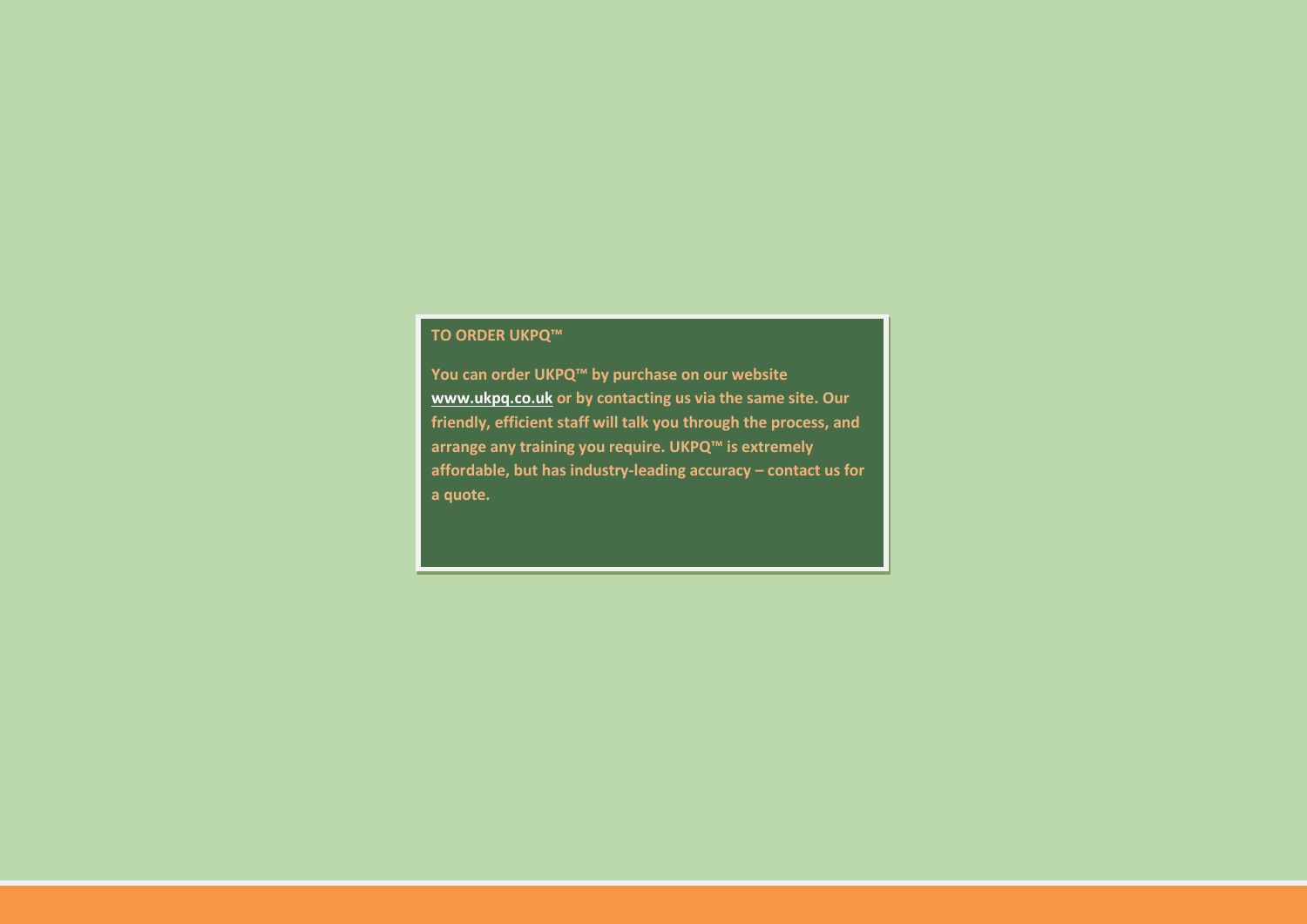**TO ORDER UKPQ™**

**You can order UKPQ™ by purchase on our website [www.ukpq.co.uk](http://www.ukpq.co.uk) or by contacting us via the same site. Our friendly, efficient staff will talk you through the process, and arrange any training you require. UKPQ™ is extremely affordable, but has industry-leading accuracy – contact us for a quote.**